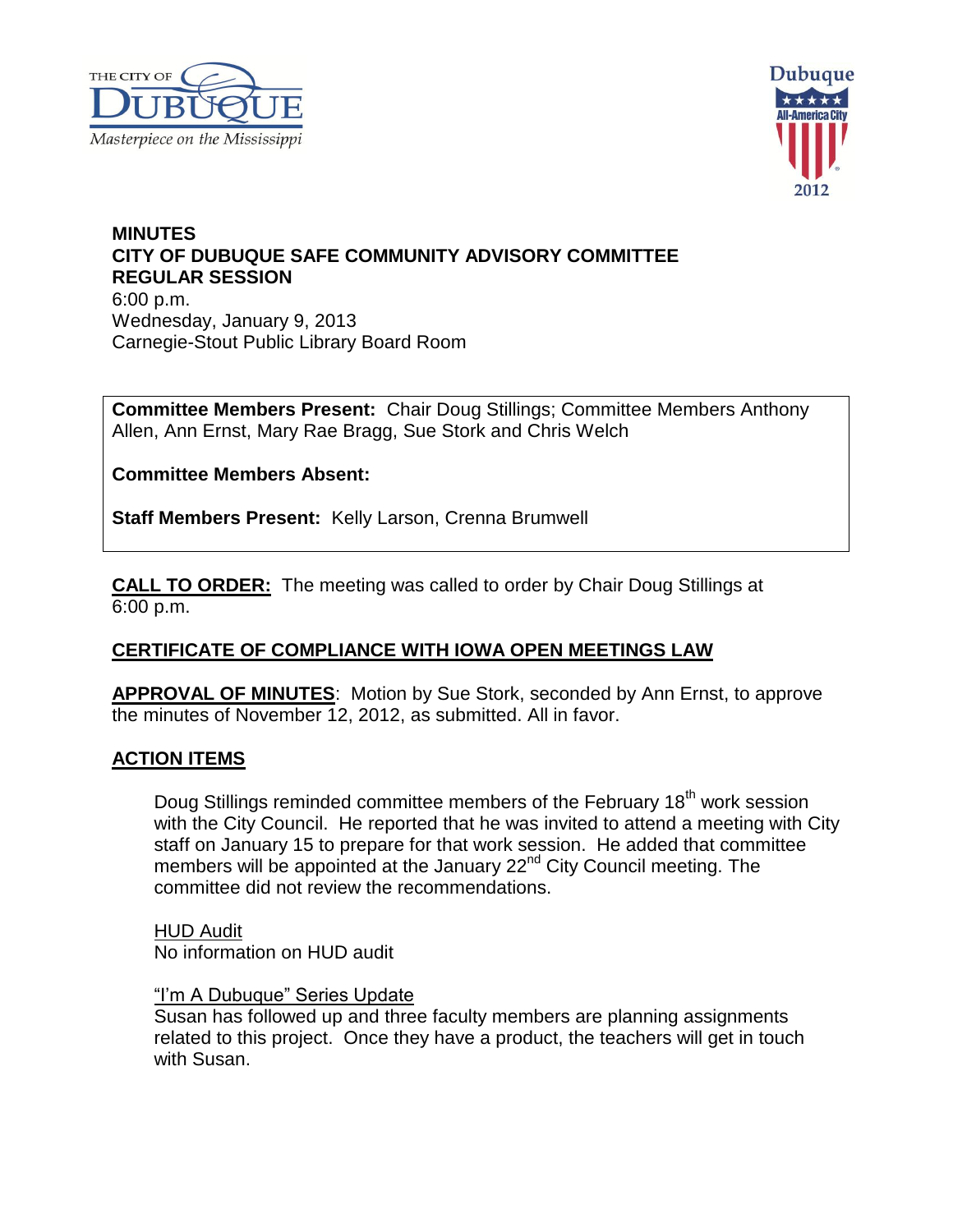THE CITY OF DUBUQUE
*Masterpiece on the Mississippi*

Dubuque All-America City 2012

**MINUTES**
**CITY OF DUBUQUE SAFE COMMUNITY ADVISORY COMMITTEE**
**REGULAR SESSION**
6:00 p.m.
Wednesday, January 9, 2013
Carnegie-Stout Public Library Board Room

**Committee Members Present:** Chair Doug Stillings; Committee Members Anthony Allen, Ann Ernst, Mary Rae Bragg, Sue Stork and Chris Welch

**Committee Members Absent:**

**Staff Members Present:** Kelly Larson, Crenna Brumwell

**CALL TO ORDER:** The meeting was called to order by Chair Doug Stillings at 6:00 p.m.

**CERTIFICATE OF COMPLIANCE WITH IOWA OPEN MEETINGS LAW**

**APPROVAL OF MINUTES**: Motion by Sue Stork, seconded by Ann Ernst, to approve the minutes of November 12, 2012, as submitted. All in favor.

**ACTION ITEMS**

Doug Stillings reminded committee members of the February 18th work session with the City Council. He reported that he was invited to attend a meeting with City staff on January 15 to prepare for that work session. He added that committee members will be appointed at the January 22nd City Council meeting. The committee did not review the recommendations.

HUD Audit
No information on HUD audit

"I'm A Dubuque" Series Update
Susan has followed up and three faculty members are planning assignments related to this project. Once they have a product, the teachers will get in touch with Susan.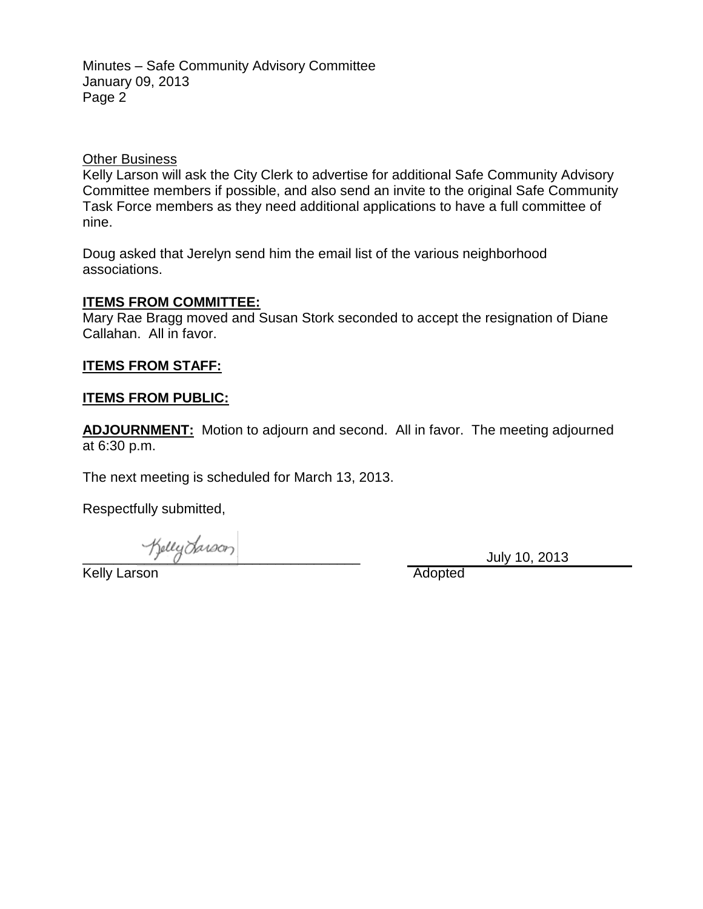Other Business

Kelly Larson will ask the City Clerk to advertise for additional Safe Community Advisory Committee members if possible, and also send an invite to the original Safe Community Task Force members as they need additional applications to have a full committee of nine.

Doug asked that Jerelyn send him the email list of the various neighborhood associations.

**ITEMS FROM COMMITTEE:**

Mary Rae Bragg moved and Susan Stork seconded to accept the resignation of Diane Callahan. All in favor.

**ITEMS FROM STAFF:**

**ITEMS FROM PUBLIC:**

**ADJOURNMENT:** Motion to adjourn and second. All in favor. The meeting adjourned at 6:30 p.m.

The next meeting is scheduled for March 13, 2013.

Respectfully submitted,

Kelly Larson — July 10, 2013

Kelly Larson — Adopted